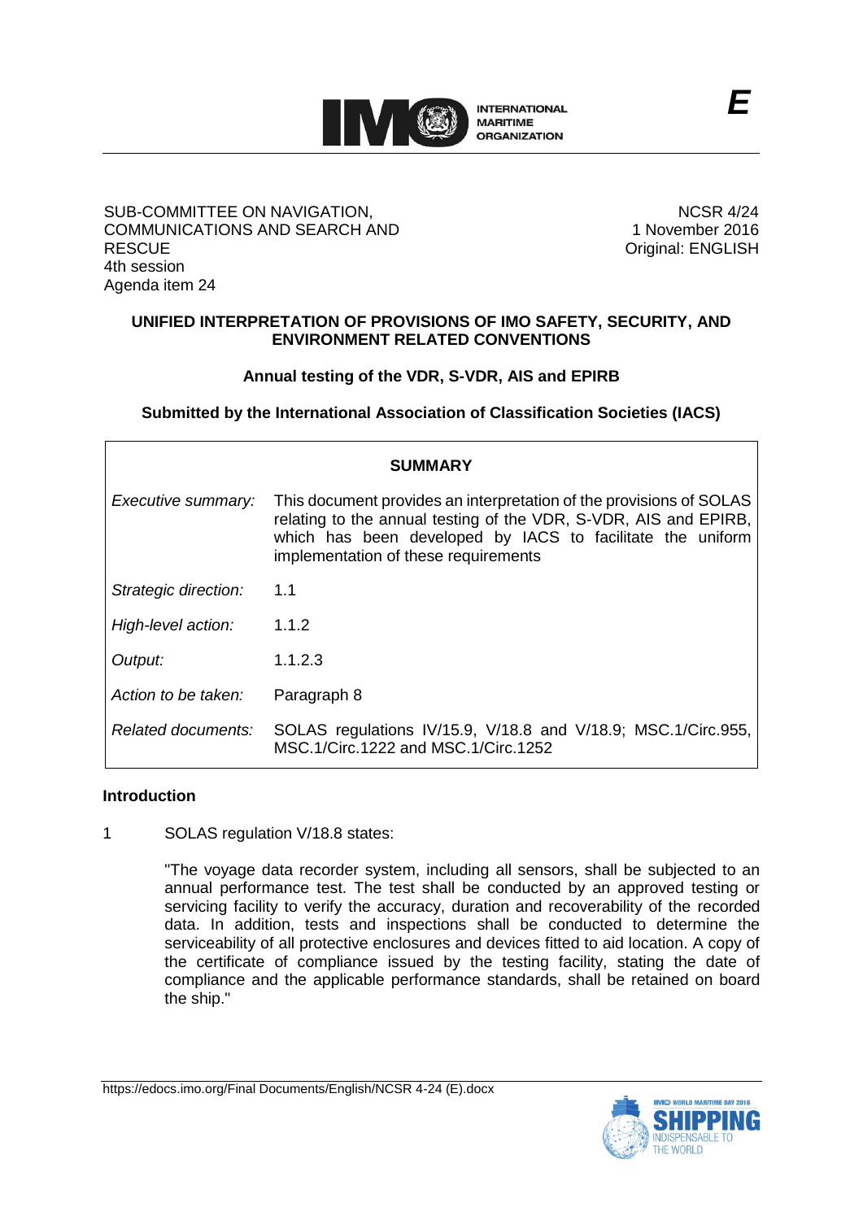SUB-COMMITTEE ON NAVIGATION, COMMUNICATIONS AND SEARCH AND RESCUE
4th session
Agenda item 24

NCSR 4/24
1 November 2016
Original: ENGLISH

**UNIFIED INTERPRETATION OF PROVISIONS OF IMO SAFETY, SECURITY, AND ENVIRONMENT RELATED CONVENTIONS**

**Annual testing of the VDR, S-VDR, AIS and EPIRB**

**Submitted by the International Association of Classification Societies (IACS)**

| **SUMMARY** | |
|---|---|
| *Executive summary:* | This document provides an interpretation of the provisions of SOLAS relating to the annual testing of the VDR, S-VDR, AIS and EPIRB, which has been developed by IACS to facilitate the uniform implementation of these requirements |
| *Strategic direction:* | 1.1 |
| *High-level action:* | 1.1.2 |
| *Output:* | 1.1.2.3 |
| *Action to be taken:* | Paragraph 8 |
| *Related documents:* | SOLAS regulations IV/15.9, V/18.8 and V/18.9; MSC.1/Circ.955, MSC.1/Circ.1222 and MSC.1/Circ.1252 |

**Introduction**

1 SOLAS regulation V/18.8 states:

> "The voyage data recorder system, including all sensors, shall be subjected to an annual performance test. The test shall be conducted by an approved testing or servicing facility to verify the accuracy, duration and recoverability of the recorded data. In addition, tests and inspections shall be conducted to determine the serviceability of all protective enclosures and devices fitted to aid location. A copy of the certificate of compliance issued by the testing facility, stating the date of compliance and the applicable performance standards, shall be retained on board the ship."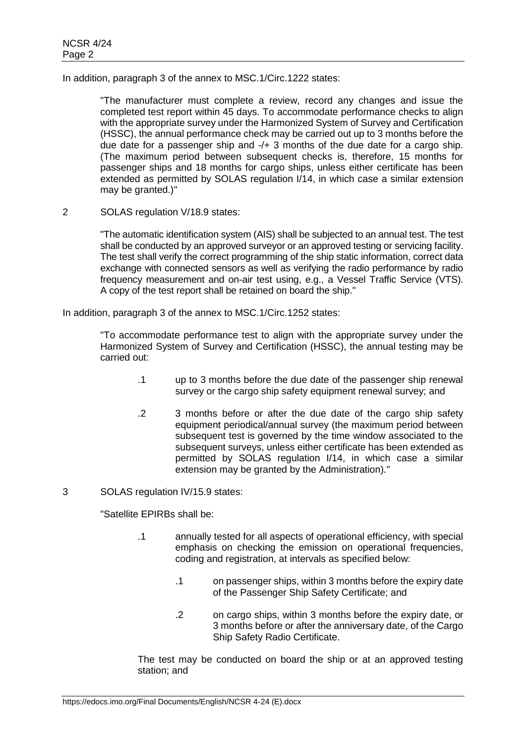In addition, paragraph 3 of the annex to MSC.1/Circ.1222 states:

> "The manufacturer must complete a review, record any changes and issue the completed test report within 45 days. To accommodate performance checks to align with the appropriate survey under the Harmonized System of Survey and Certification (HSSC), the annual performance check may be carried out up to 3 months before the due date for a passenger ship and -/+ 3 months of the due date for a cargo ship. (The maximum period between subsequent checks is, therefore, 15 months for passenger ships and 18 months for cargo ships, unless either certificate has been extended as permitted by SOLAS regulation I/14, in which case a similar extension may be granted.)"

2 SOLAS regulation V/18.9 states:

> "The automatic identification system (AIS) shall be subjected to an annual test. The test shall be conducted by an approved surveyor or an approved testing or servicing facility. The test shall verify the correct programming of the ship static information, correct data exchange with connected sensors as well as verifying the radio performance by radio frequency measurement and on-air test using, e.g., a Vessel Traffic Service (VTS). A copy of the test report shall be retained on board the ship."

In addition, paragraph 3 of the annex to MSC.1/Circ.1252 states:

> "To accommodate performance test to align with the appropriate survey under the Harmonized System of Survey and Certification (HSSC), the annual testing may be carried out:
>
> .1 up to 3 months before the due date of the passenger ship renewal survey or the cargo ship safety equipment renewal survey; and
>
> .2 3 months before or after the due date of the cargo ship safety equipment periodical/annual survey (the maximum period between subsequent test is governed by the time window associated to the subsequent surveys, unless either certificate has been extended as permitted by SOLAS regulation I/14, in which case a similar extension may be granted by the Administration)."

3 SOLAS regulation IV/15.9 states:

> "Satellite EPIRBs shall be:
>
> .1 annually tested for all aspects of operational efficiency, with special emphasis on checking the emission on operational frequencies, coding and registration, at intervals as specified below:
>
> .1 on passenger ships, within 3 months before the expiry date of the Passenger Ship Safety Certificate; and
>
> .2 on cargo ships, within 3 months before the expiry date, or 3 months before or after the anniversary date, of the Cargo Ship Safety Radio Certificate.
>
> The test may be conducted on board the ship or at an approved testing station; and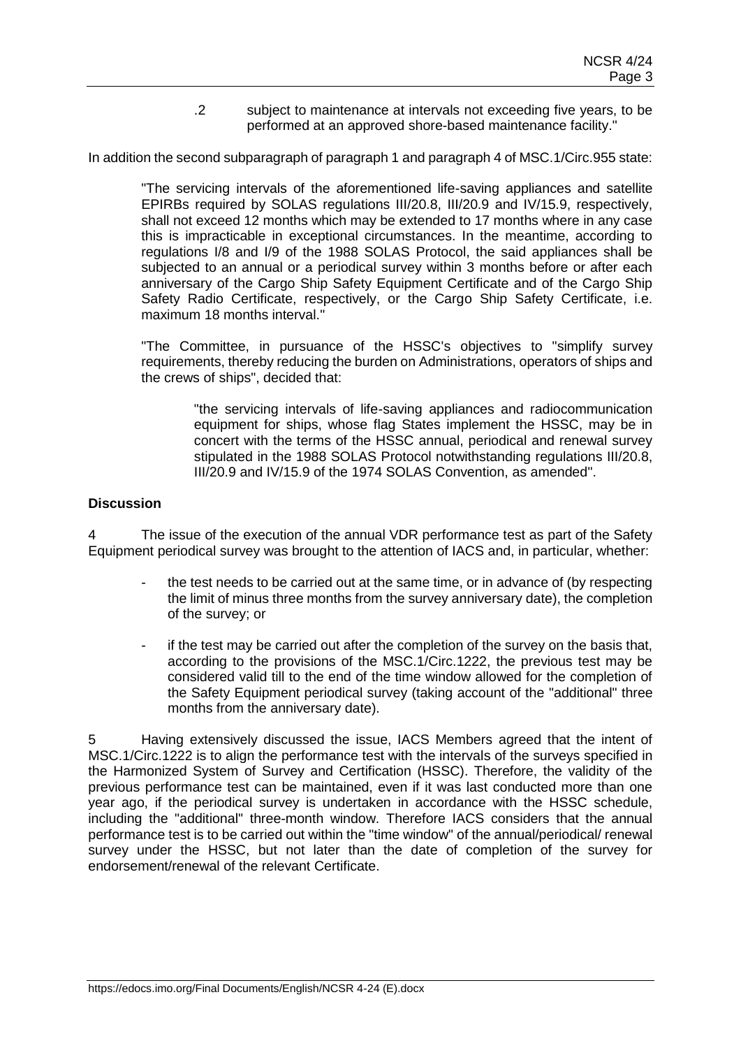.2 subject to maintenance at intervals not exceeding five years, to be performed at an approved shore-based maintenance facility."

In addition the second subparagraph of paragraph 1 and paragraph 4 of MSC.1/Circ.955 state:

> "The servicing intervals of the aforementioned life-saving appliances and satellite EPIRBs required by SOLAS regulations III/20.8, III/20.9 and IV/15.9, respectively, shall not exceed 12 months which may be extended to 17 months where in any case this is impracticable in exceptional circumstances. In the meantime, according to regulations I/8 and I/9 of the 1988 SOLAS Protocol, the said appliances shall be subjected to an annual or a periodical survey within 3 months before or after each anniversary of the Cargo Ship Safety Equipment Certificate and of the Cargo Ship Safety Radio Certificate, respectively, or the Cargo Ship Safety Certificate, i.e. maximum 18 months interval."
>
> "The Committee, in pursuance of the HSSC's objectives to "simplify survey requirements, thereby reducing the burden on Administrations, operators of ships and the crews of ships", decided that:
>
> > "the servicing intervals of life-saving appliances and radiocommunication equipment for ships, whose flag States implement the HSSC, may be in concert with the terms of the HSSC annual, periodical and renewal survey stipulated in the 1988 SOLAS Protocol notwithstanding regulations III/20.8, III/20.9 and IV/15.9 of the 1974 SOLAS Convention, as amended".

**Discussion**

4 The issue of the execution of the annual VDR performance test as part of the Safety Equipment periodical survey was brought to the attention of IACS and, in particular, whether:

- the test needs to be carried out at the same time, or in advance of (by respecting the limit of minus three months from the survey anniversary date), the completion of the survey; or
- if the test may be carried out after the completion of the survey on the basis that, according to the provisions of the MSC.1/Circ.1222, the previous test may be considered valid till to the end of the time window allowed for the completion of the Safety Equipment periodical survey (taking account of the "additional" three months from the anniversary date).

5 Having extensively discussed the issue, IACS Members agreed that the intent of MSC.1/Circ.1222 is to align the performance test with the intervals of the surveys specified in the Harmonized System of Survey and Certification (HSSC). Therefore, the validity of the previous performance test can be maintained, even if it was last conducted more than one year ago, if the periodical survey is undertaken in accordance with the HSSC schedule, including the "additional" three-month window. Therefore IACS considers that the annual performance test is to be carried out within the "time window" of the annual/periodical/ renewal survey under the HSSC, but not later than the date of completion of the survey for endorsement/renewal of the relevant Certificate.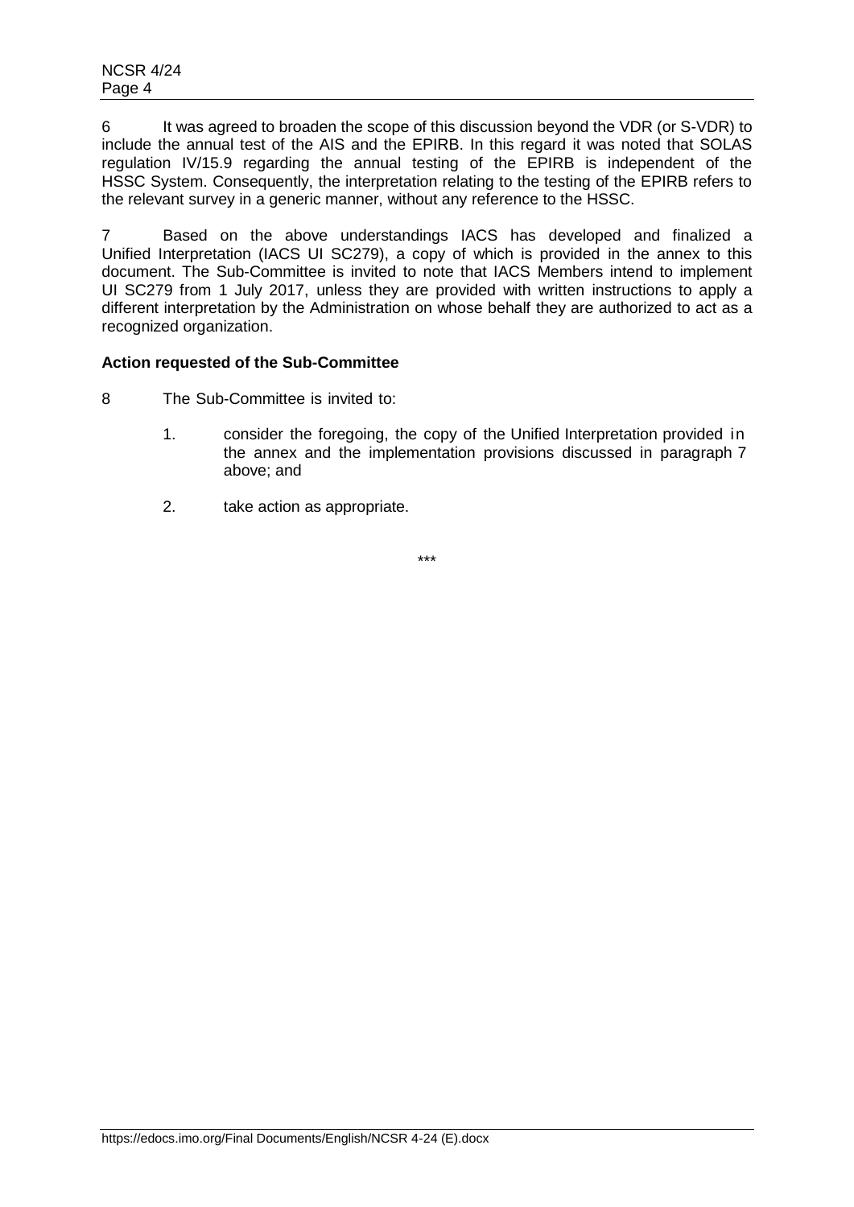6 It was agreed to broaden the scope of this discussion beyond the VDR (or S-VDR) to include the annual test of the AIS and the EPIRB. In this regard it was noted that SOLAS regulation IV/15.9 regarding the annual testing of the EPIRB is independent of the HSSC System. Consequently, the interpretation relating to the testing of the EPIRB refers to the relevant survey in a generic manner, without any reference to the HSSC.

7 Based on the above understandings IACS has developed and finalized a Unified Interpretation (IACS UI SC279), a copy of which is provided in the annex to this document. The Sub-Committee is invited to note that IACS Members intend to implement UI SC279 from 1 July 2017, unless they are provided with written instructions to apply a different interpretation by the Administration on whose behalf they are authorized to act as a recognized organization.

**Action requested of the Sub-Committee**

8 The Sub-Committee is invited to:

1. consider the foregoing, the copy of the Unified Interpretation provided in the annex and the implementation provisions discussed in paragraph 7 above; and

2. take action as appropriate.

***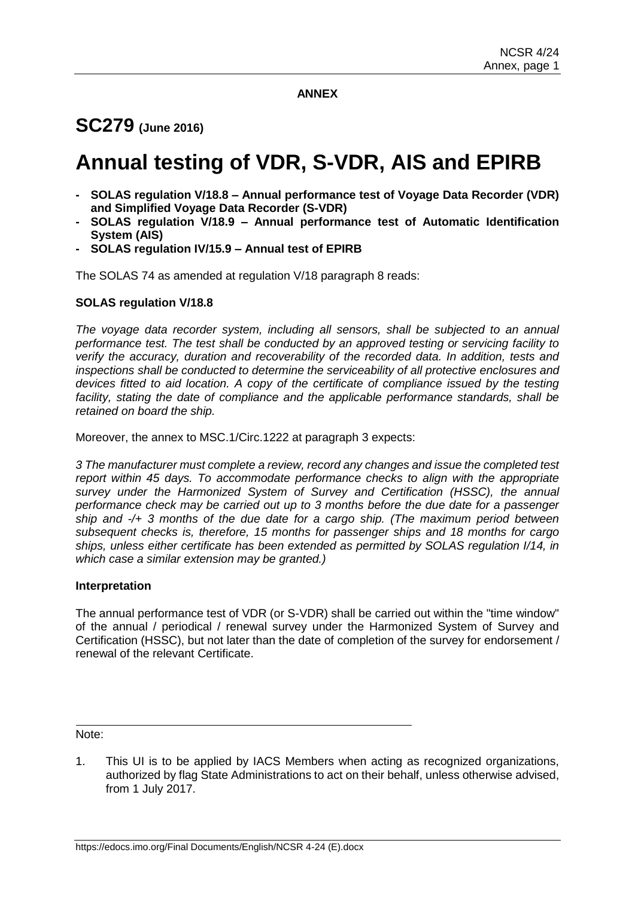**ANNEX**

# SC279 (June 2016)

# Annual testing of VDR, S-VDR, AIS and EPIRB

- **SOLAS regulation V/18.8 – Annual performance test of Voyage Data Recorder (VDR) and Simplified Voyage Data Recorder (S-VDR)**
- **SOLAS regulation V/18.9 – Annual performance test of Automatic Identification System (AIS)**
- **SOLAS regulation IV/15.9 – Annual test of EPIRB**

The SOLAS 74 as amended at regulation V/18 paragraph 8 reads:

**SOLAS regulation V/18.8**

*The voyage data recorder system, including all sensors, shall be subjected to an annual performance test. The test shall be conducted by an approved testing or servicing facility to verify the accuracy, duration and recoverability of the recorded data. In addition, tests and inspections shall be conducted to determine the serviceability of all protective enclosures and devices fitted to aid location. A copy of the certificate of compliance issued by the testing facility, stating the date of compliance and the applicable performance standards, shall be retained on board the ship.*

Moreover, the annex to MSC.1/Circ.1222 at paragraph 3 expects:

*3 The manufacturer must complete a review, record any changes and issue the completed test report within 45 days. To accommodate performance checks to align with the appropriate survey under the Harmonized System of Survey and Certification (HSSC), the annual performance check may be carried out up to 3 months before the due date for a passenger ship and -/+ 3 months of the due date for a cargo ship. (The maximum period between subsequent checks is, therefore, 15 months for passenger ships and 18 months for cargo ships, unless either certificate has been extended as permitted by SOLAS regulation I/14, in which case a similar extension may be granted.)*

**Interpretation**

The annual performance test of VDR (or S-VDR) shall be carried out within the "time window" of the annual / periodical / renewal survey under the Harmonized System of Survey and Certification (HSSC), but not later than the date of completion of the survey for endorsement / renewal of the relevant Certificate.

---

Note:

1. This UI is to be applied by IACS Members when acting as recognized organizations, authorized by flag State Administrations to act on their behalf, unless otherwise advised, from 1 July 2017.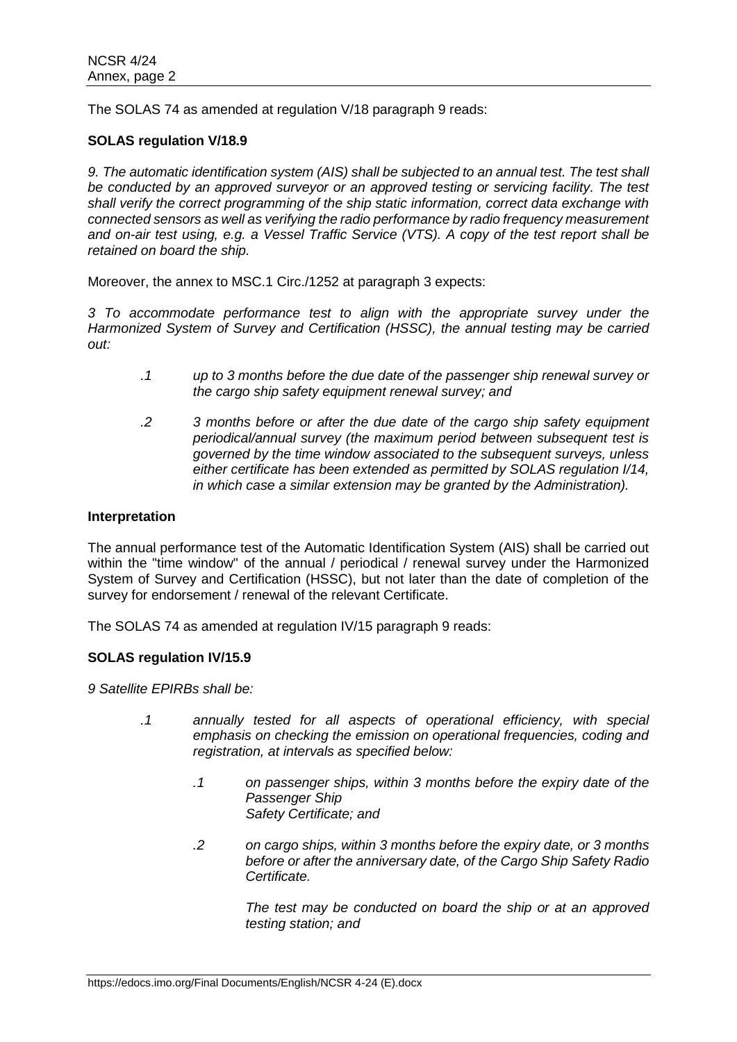The SOLAS 74 as amended at regulation V/18 paragraph 9 reads:

**SOLAS regulation V/18.9**

*9. The automatic identification system (AIS) shall be subjected to an annual test. The test shall be conducted by an approved surveyor or an approved testing or servicing facility. The test shall verify the correct programming of the ship static information, correct data exchange with connected sensors as well as verifying the radio performance by radio frequency measurement and on-air test using, e.g. a Vessel Traffic Service (VTS). A copy of the test report shall be retained on board the ship.*

Moreover, the annex to MSC.1 Circ./1252 at paragraph 3 expects:

*3 To accommodate performance test to align with the appropriate survey under the Harmonized System of Survey and Certification (HSSC), the annual testing may be carried out:*

*.1 up to 3 months before the due date of the passenger ship renewal survey or the cargo ship safety equipment renewal survey; and*

*.2 3 months before or after the due date of the cargo ship safety equipment periodical/annual survey (the maximum period between subsequent test is governed by the time window associated to the subsequent surveys, unless either certificate has been extended as permitted by SOLAS regulation I/14, in which case a similar extension may be granted by the Administration).*

**Interpretation**

The annual performance test of the Automatic Identification System (AIS) shall be carried out within the "time window" of the annual / periodical / renewal survey under the Harmonized System of Survey and Certification (HSSC), but not later than the date of completion of the survey for endorsement / renewal of the relevant Certificate.

The SOLAS 74 as amended at regulation IV/15 paragraph 9 reads:

**SOLAS regulation IV/15.9**

*9 Satellite EPIRBs shall be:*

*.1 annually tested for all aspects of operational efficiency, with special emphasis on checking the emission on operational frequencies, coding and registration, at intervals as specified below:*

*.1 on passenger ships, within 3 months before the expiry date of the Passenger Ship Safety Certificate; and*

*.2 on cargo ships, within 3 months before the expiry date, or 3 months before or after the anniversary date, of the Cargo Ship Safety Radio Certificate.*

*The test may be conducted on board the ship or at an approved testing station; and*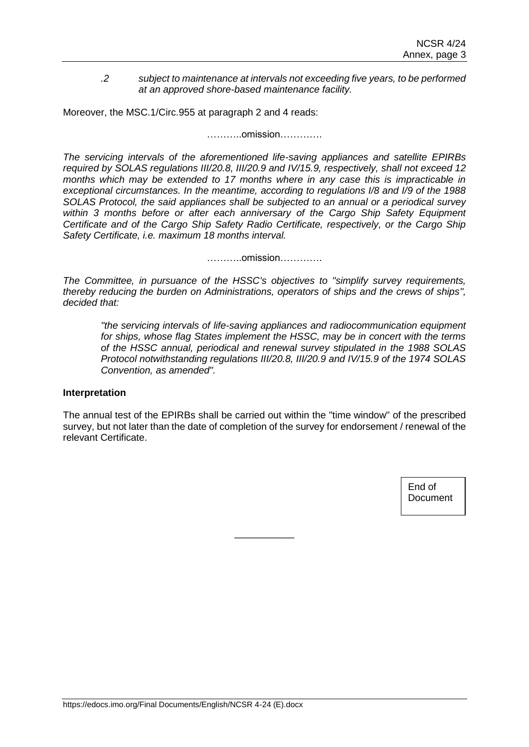*.2 subject to maintenance at intervals not exceeding five years, to be performed at an approved shore-based maintenance facility.*

Moreover, the MSC.1/Circ.955 at paragraph 2 and 4 reads:

………..omission………….

*The servicing intervals of the aforementioned life-saving appliances and satellite EPIRBs required by SOLAS regulations III/20.8, III/20.9 and IV/15.9, respectively, shall not exceed 12 months which may be extended to 17 months where in any case this is impracticable in exceptional circumstances. In the meantime, according to regulations I/8 and I/9 of the 1988 SOLAS Protocol, the said appliances shall be subjected to an annual or a periodical survey within 3 months before or after each anniversary of the Cargo Ship Safety Equipment Certificate and of the Cargo Ship Safety Radio Certificate, respectively, or the Cargo Ship Safety Certificate, i.e. maximum 18 months interval.*

………..omission………….

*The Committee, in pursuance of the HSSC's objectives to "simplify survey requirements, thereby reducing the burden on Administrations, operators of ships and the crews of ships", decided that:*

> *"the servicing intervals of life-saving appliances and radiocommunication equipment for ships, whose flag States implement the HSSC, may be in concert with the terms of the HSSC annual, periodical and renewal survey stipulated in the 1988 SOLAS Protocol notwithstanding regulations III/20.8, III/20.9 and IV/15.9 of the 1974 SOLAS Convention, as amended".*

**Interpretation**

The annual test of the EPIRBs shall be carried out within the "time window" of the prescribed survey, but not later than the date of completion of the survey for endorsement / renewal of the relevant Certificate.

End of Document

___________